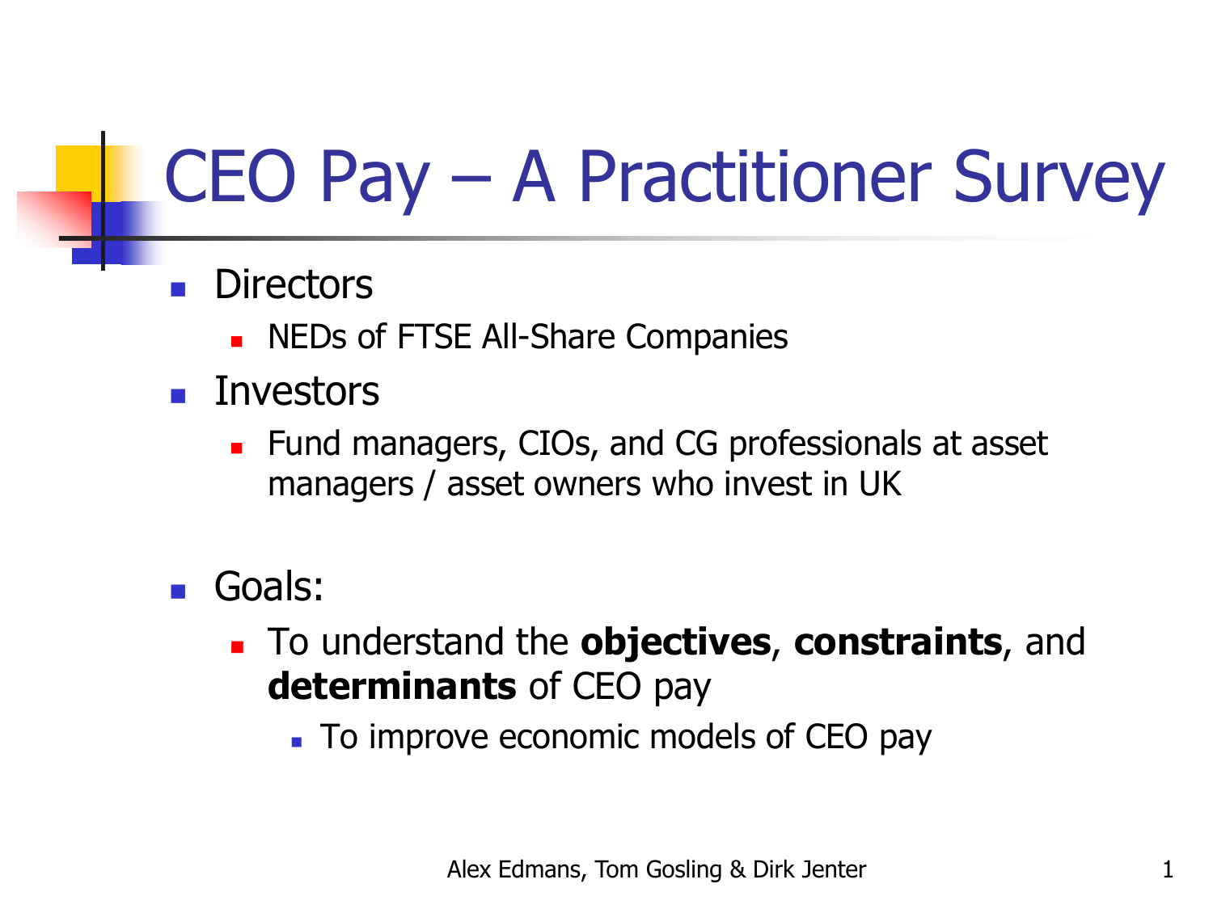# CEO Pay – A Practitioner Survey

- Directors
  - NEDs of FTSE All-Share Companies
- Investors
  - Fund managers, CIOs, and CG professionals at asset managers / asset owners who invest in UK

- Goals:
  - To understand the **objectives**, **constraints**, and **determinants** of CEO pay
    - To improve economic models of CEO pay

Alex Edmans, Tom Gosling & Dirk Jenter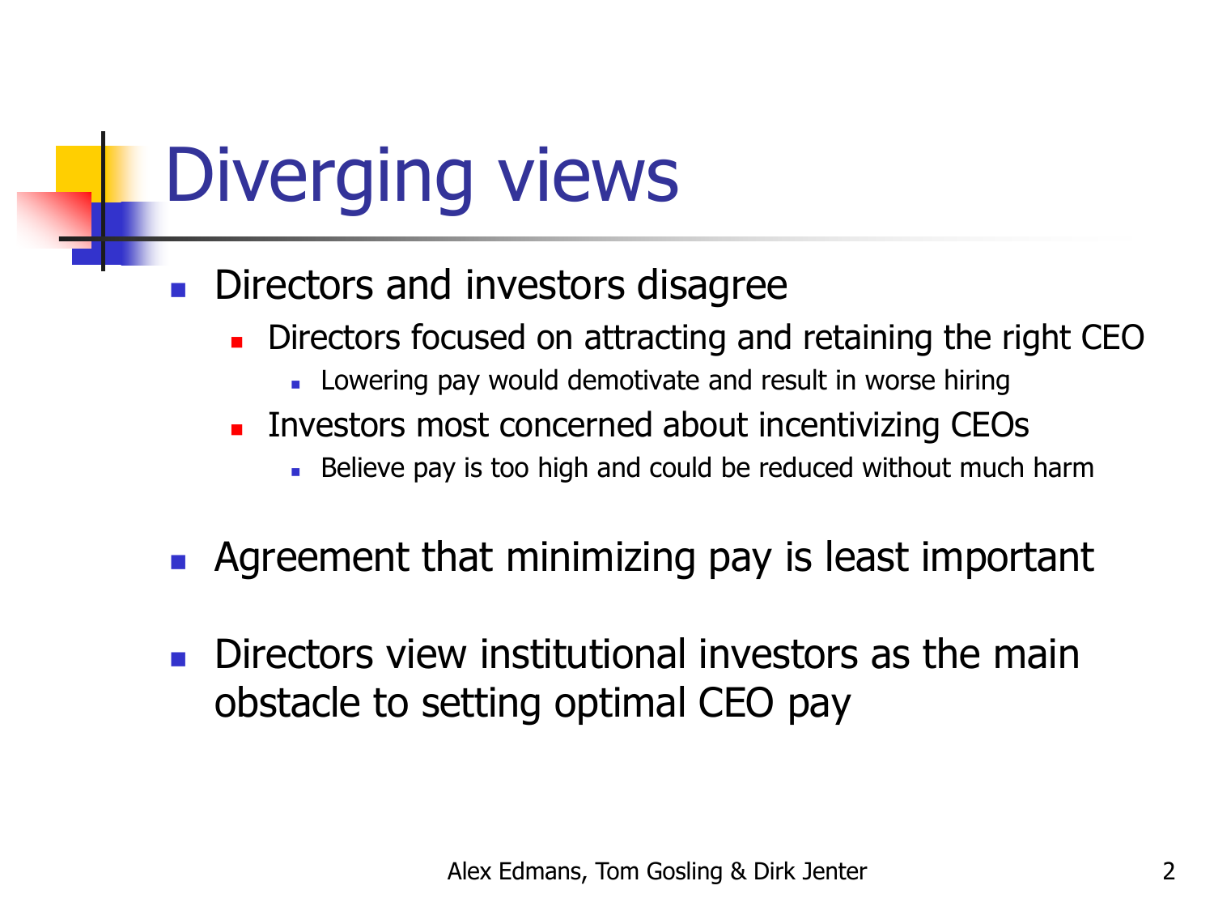# Diverging views

- Directors and investors disagree
  - Directors focused on attracting and retaining the right CEO
    - Lowering pay would demotivate and result in worse hiring
  - Investors most concerned about incentivizing CEOs
    - Believe pay is too high and could be reduced without much harm

- Agreement that minimizing pay is least important

- Directors view institutional investors as the main obstacle to setting optimal CEO pay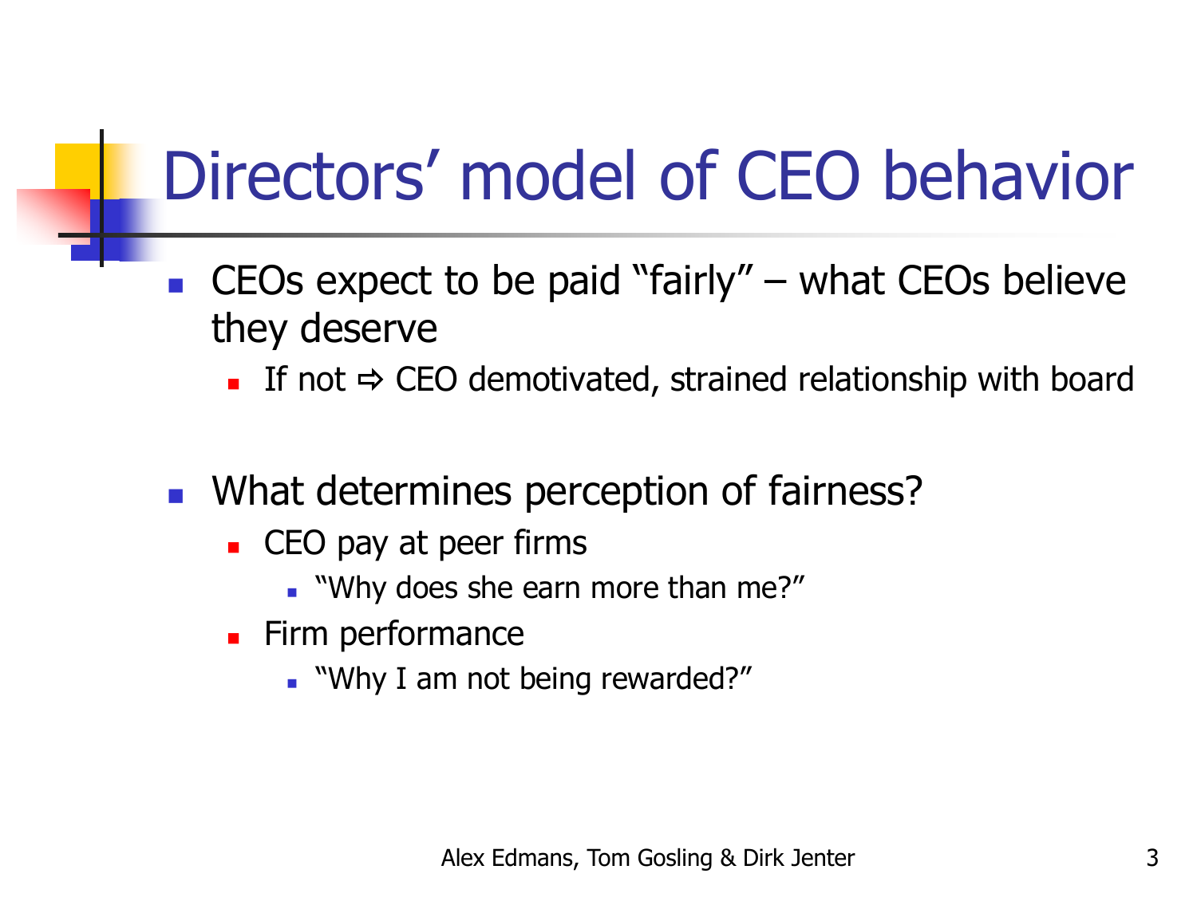# Directors' model of CEO behavior

- CEOs expect to be paid "fairly" – what CEOs believe they deserve
  - If not ⇨ CEO demotivated, strained relationship with board

- What determines perception of fairness?
  - CEO pay at peer firms
    - "Why does she earn more than me?"
  - Firm performance
    - "Why I am not being rewarded?"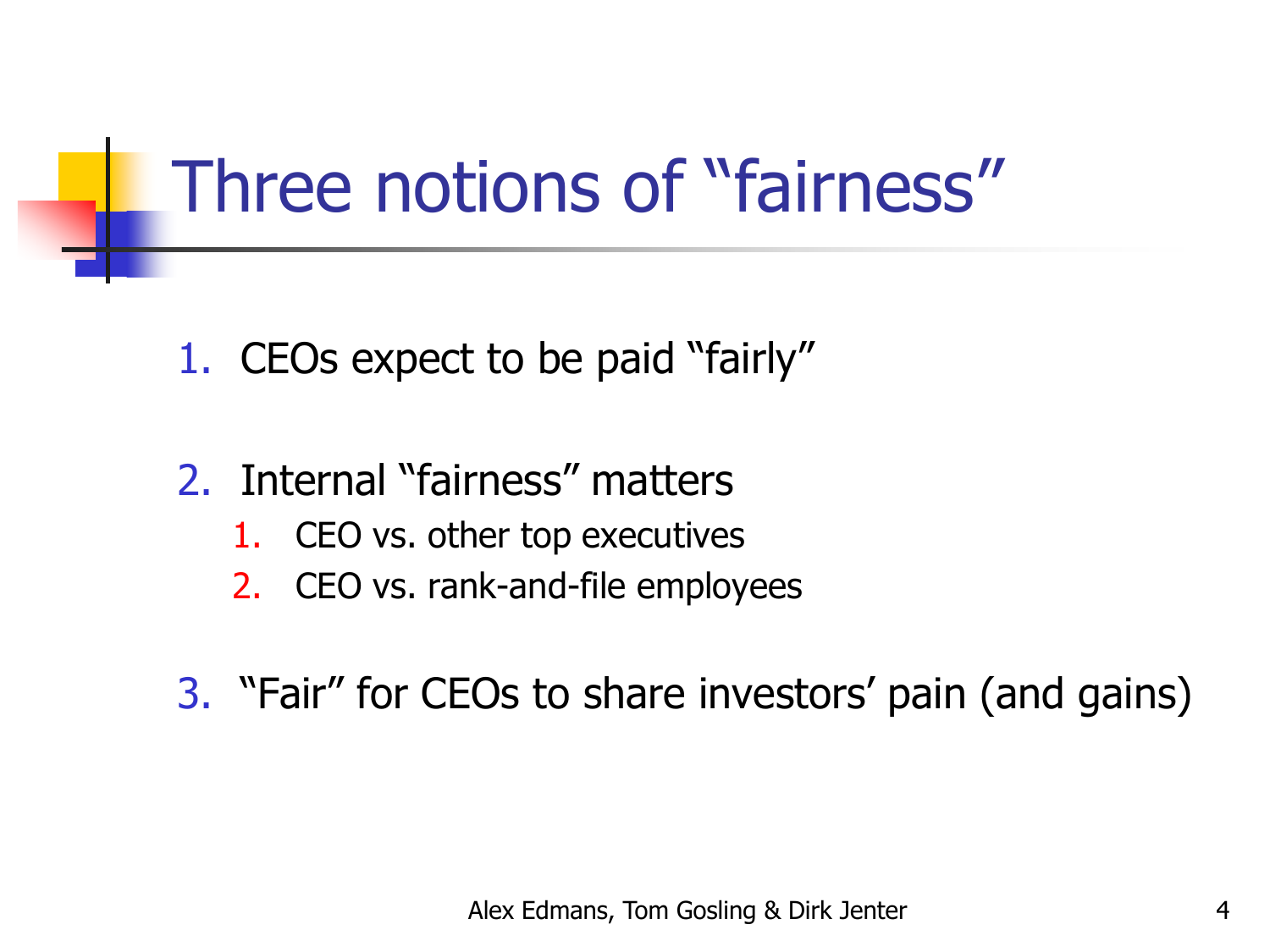# Three notions of "fairness"

1. CEOs expect to be paid "fairly"

2. Internal "fairness" matters
   1. CEO vs. other top executives
   2. CEO vs. rank-and-file employees

3. "Fair" for CEOs to share investors' pain (and gains)